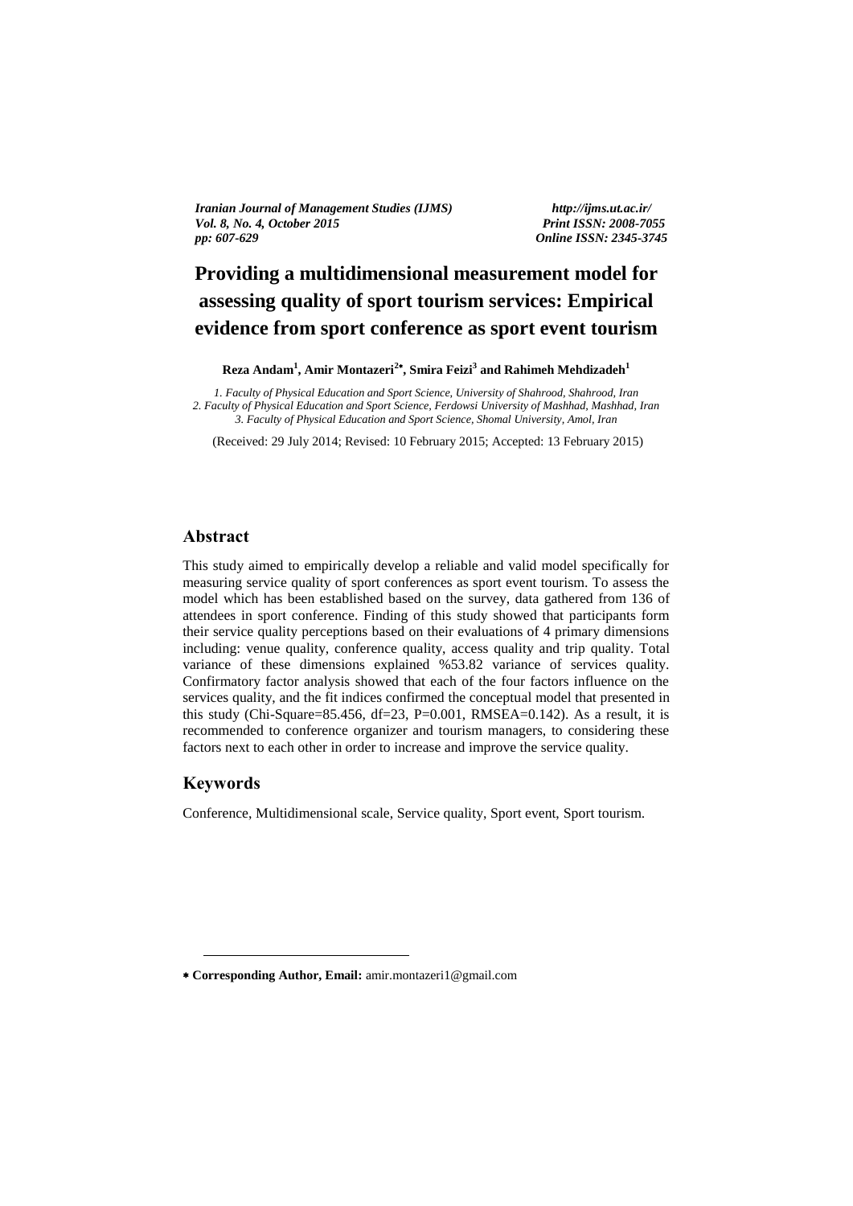# Providing a multidimensional measurement model for assessing quality of sport tourism services: Empirical evidence from sport conference as sport event tourism

**Reza Andam[1], Amir Montazeri[2*], Smira Feizi[3] and Rahimeh Mehdizadeh[1]**

*1. Faculty of Physical Education and Sport Science, University of Shahrood, Shahrood, Iran*
*2. Faculty of Physical Education and Sport Science, Ferdowsi University of Mashhad, Mashhad, Iran*
*3. Faculty of Physical Education and Sport Science, Shomal University, Amol, Iran*

(Received: 29 July 2014; Revised: 10 February 2015; Accepted: 13 February 2015)

## Abstract

This study aimed to empirically develop a reliable and valid model specifically for measuring service quality of sport conferences as sport event tourism. To assess the model which has been established based on the survey, data gathered from 136 of attendees in sport conference. Finding of this study showed that participants form their service quality perceptions based on their evaluations of 4 primary dimensions including: venue quality, conference quality, access quality and trip quality. Total variance of these dimensions explained %53.82 variance of services quality. Confirmatory factor analysis showed that each of the four factors influence on the services quality, and the fit indices confirmed the conceptual model that presented in this study (Chi-Square=85.456, df=23, P=0.001, RMSEA=0.142). As a result, it is recommended to conference organizer and tourism managers, to considering these factors next to each other in order to increase and improve the service quality.

## Keywords

Conference, Multidimensional scale, Service quality, Sport event, Sport tourism.

---

* **Corresponding Author, Email:** amir.montazeri1@gmail.com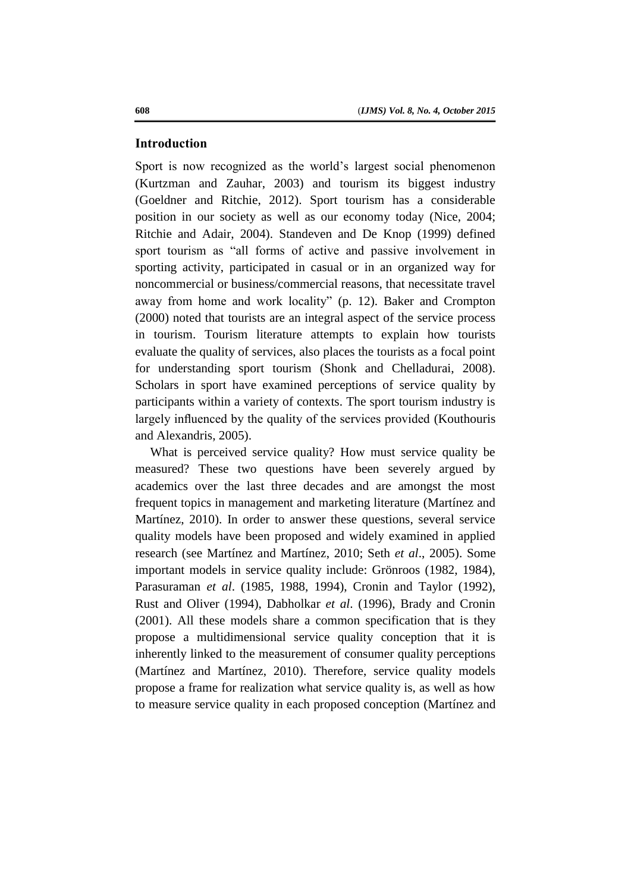## Introduction

Sport is now recognized as the world's largest social phenomenon (Kurtzman and Zauhar, 2003) and tourism its biggest industry (Goeldner and Ritchie, 2012). Sport tourism has a considerable position in our society as well as our economy today (Nice, 2004; Ritchie and Adair, 2004). Standeven and De Knop (1999) defined sport tourism as "all forms of active and passive involvement in sporting activity, participated in casual or in an organized way for noncommercial or business/commercial reasons, that necessitate travel away from home and work locality" (p. 12). Baker and Crompton (2000) noted that tourists are an integral aspect of the service process in tourism. Tourism literature attempts to explain how tourists evaluate the quality of services, also places the tourists as a focal point for understanding sport tourism (Shonk and Chelladurai, 2008). Scholars in sport have examined perceptions of service quality by participants within a variety of contexts. The sport tourism industry is largely influenced by the quality of the services provided (Kouthouris and Alexandris, 2005).

What is perceived service quality? How must service quality be measured? These two questions have been severely argued by academics over the last three decades and are amongst the most frequent topics in management and marketing literature (Martínez and Martínez, 2010). In order to answer these questions, several service quality models have been proposed and widely examined in applied research (see Martínez and Martínez, 2010; Seth *et al*., 2005). Some important models in service quality include: Grönroos (1982, 1984), Parasuraman *et al*. (1985, 1988, 1994), Cronin and Taylor (1992), Rust and Oliver (1994), Dabholkar *et al*. (1996), Brady and Cronin (2001). All these models share a common specification that is they propose a multidimensional service quality conception that it is inherently linked to the measurement of consumer quality perceptions (Martínez and Martínez, 2010). Therefore, service quality models propose a frame for realization what service quality is, as well as how to measure service quality in each proposed conception (Martínez and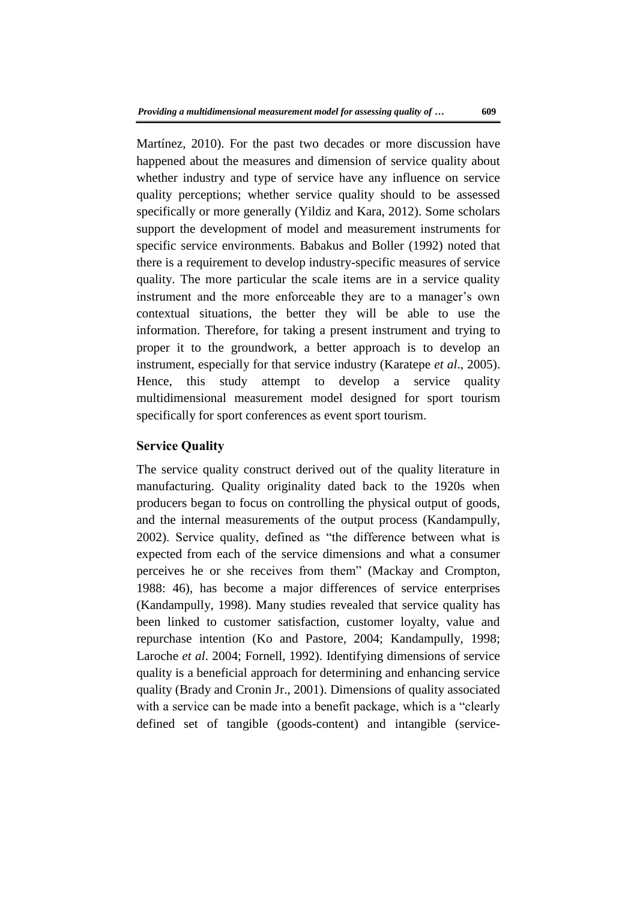Martínez, 2010). For the past two decades or more discussion have happened about the measures and dimension of service quality about whether industry and type of service have any influence on service quality perceptions; whether service quality should to be assessed specifically or more generally (Yildiz and Kara, 2012). Some scholars support the development of model and measurement instruments for specific service environments. Babakus and Boller (1992) noted that there is a requirement to develop industry-specific measures of service quality. The more particular the scale items are in a service quality instrument and the more enforceable they are to a manager's own contextual situations, the better they will be able to use the information. Therefore, for taking a present instrument and trying to proper it to the groundwork, a better approach is to develop an instrument, especially for that service industry (Karatepe *et al*., 2005). Hence, this study attempt to develop a service quality multidimensional measurement model designed for sport tourism specifically for sport conferences as event sport tourism.

## Service Quality

The service quality construct derived out of the quality literature in manufacturing. Quality originality dated back to the 1920s when producers began to focus on controlling the physical output of goods, and the internal measurements of the output process (Kandampully, 2002). Service quality, defined as "the difference between what is expected from each of the service dimensions and what a consumer perceives he or she receives from them" (Mackay and Crompton, 1988: 46), has become a major differences of service enterprises (Kandampully, 1998). Many studies revealed that service quality has been linked to customer satisfaction, customer loyalty, value and repurchase intention (Ko and Pastore, 2004; Kandampully, 1998; Laroche *et al*. 2004; Fornell, 1992). Identifying dimensions of service quality is a beneficial approach for determining and enhancing service quality (Brady and Cronin Jr., 2001). Dimensions of quality associated with a service can be made into a benefit package, which is a "clearly defined set of tangible (goods-content) and intangible (service-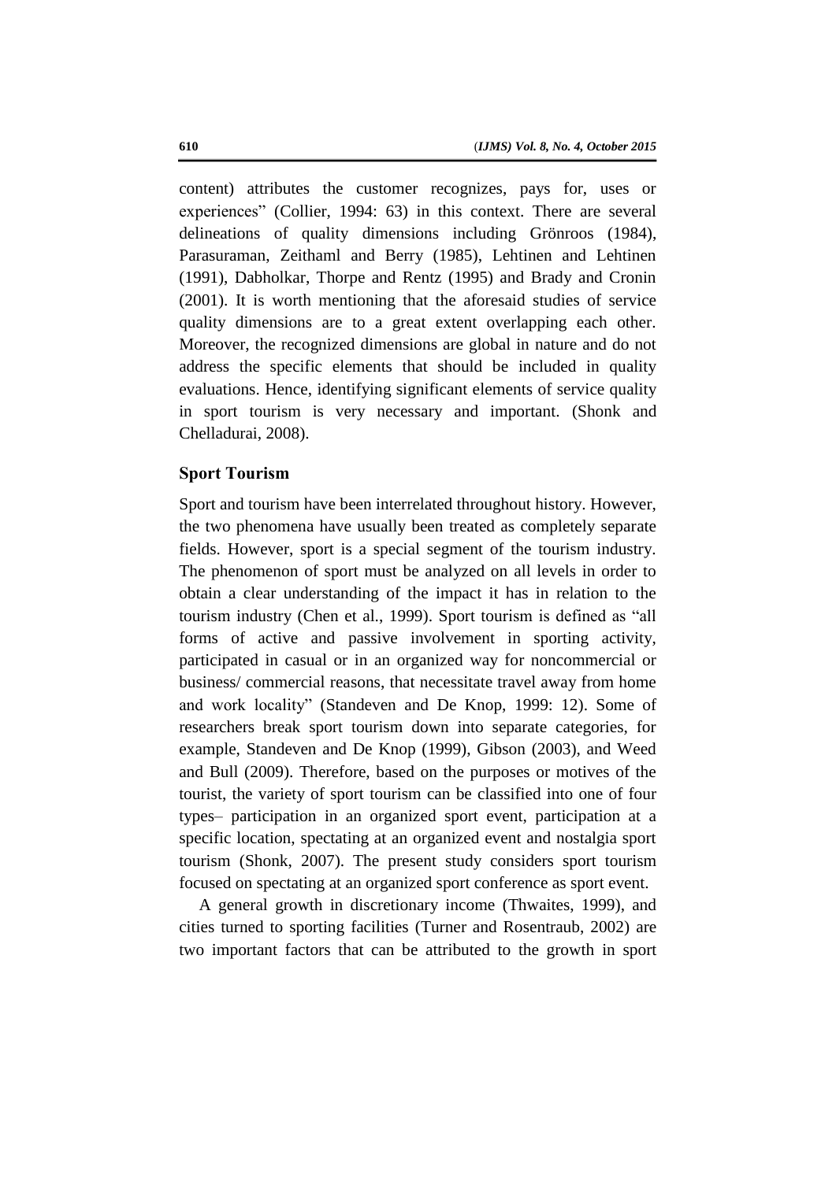content) attributes the customer recognizes, pays for, uses or experiences" (Collier, 1994: 63) in this context. There are several delineations of quality dimensions including Grönroos (1984), Parasuraman, Zeithaml and Berry (1985), Lehtinen and Lehtinen (1991), Dabholkar, Thorpe and Rentz (1995) and Brady and Cronin (2001). It is worth mentioning that the aforesaid studies of service quality dimensions are to a great extent overlapping each other. Moreover, the recognized dimensions are global in nature and do not address the specific elements that should be included in quality evaluations. Hence, identifying significant elements of service quality in sport tourism is very necessary and important. (Shonk and Chelladurai, 2008).

## Sport Tourism

Sport and tourism have been interrelated throughout history. However, the two phenomena have usually been treated as completely separate fields. However, sport is a special segment of the tourism industry. The phenomenon of sport must be analyzed on all levels in order to obtain a clear understanding of the impact it has in relation to the tourism industry (Chen et al., 1999). Sport tourism is defined as "all forms of active and passive involvement in sporting activity, participated in casual or in an organized way for noncommercial or business/ commercial reasons, that necessitate travel away from home and work locality" (Standeven and De Knop, 1999: 12). Some of researchers break sport tourism down into separate categories, for example, Standeven and De Knop (1999), Gibson (2003), and Weed and Bull (2009). Therefore, based on the purposes or motives of the tourist, the variety of sport tourism can be classified into one of four types– participation in an organized sport event, participation at a specific location, spectating at an organized event and nostalgia sport tourism (Shonk, 2007). The present study considers sport tourism focused on spectating at an organized sport conference as sport event.

A general growth in discretionary income (Thwaites, 1999), and cities turned to sporting facilities (Turner and Rosentraub, 2002) are two important factors that can be attributed to the growth in sport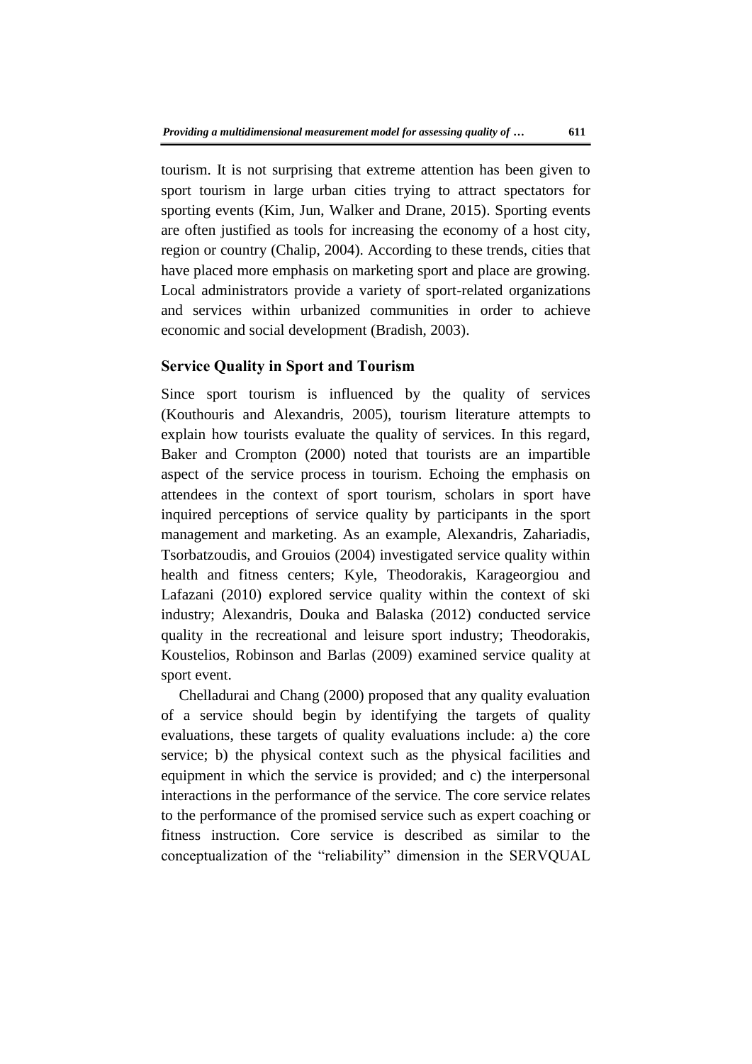tourism. It is not surprising that extreme attention has been given to sport tourism in large urban cities trying to attract spectators for sporting events (Kim, Jun, Walker and Drane, 2015). Sporting events are often justified as tools for increasing the economy of a host city, region or country (Chalip, 2004). According to these trends, cities that have placed more emphasis on marketing sport and place are growing. Local administrators provide a variety of sport-related organizations and services within urbanized communities in order to achieve economic and social development (Bradish, 2003).

## Service Quality in Sport and Tourism

Since sport tourism is influenced by the quality of services (Kouthouris and Alexandris, 2005), tourism literature attempts to explain how tourists evaluate the quality of services. In this regard, Baker and Crompton (2000) noted that tourists are an impartible aspect of the service process in tourism. Echoing the emphasis on attendees in the context of sport tourism, scholars in sport have inquired perceptions of service quality by participants in the sport management and marketing. As an example, Alexandris, Zahariadis, Tsorbatzoudis, and Grouios (2004) investigated service quality within health and fitness centers; Kyle, Theodorakis, Karageorgiou and Lafazani (2010) explored service quality within the context of ski industry; Alexandris, Douka and Balaska (2012) conducted service quality in the recreational and leisure sport industry; Theodorakis, Koustelios, Robinson and Barlas (2009) examined service quality at sport event.

Chelladurai and Chang (2000) proposed that any quality evaluation of a service should begin by identifying the targets of quality evaluations, these targets of quality evaluations include: a) the core service; b) the physical context such as the physical facilities and equipment in which the service is provided; and c) the interpersonal interactions in the performance of the service. The core service relates to the performance of the promised service such as expert coaching or fitness instruction. Core service is described as similar to the conceptualization of the "reliability" dimension in the SERVQUAL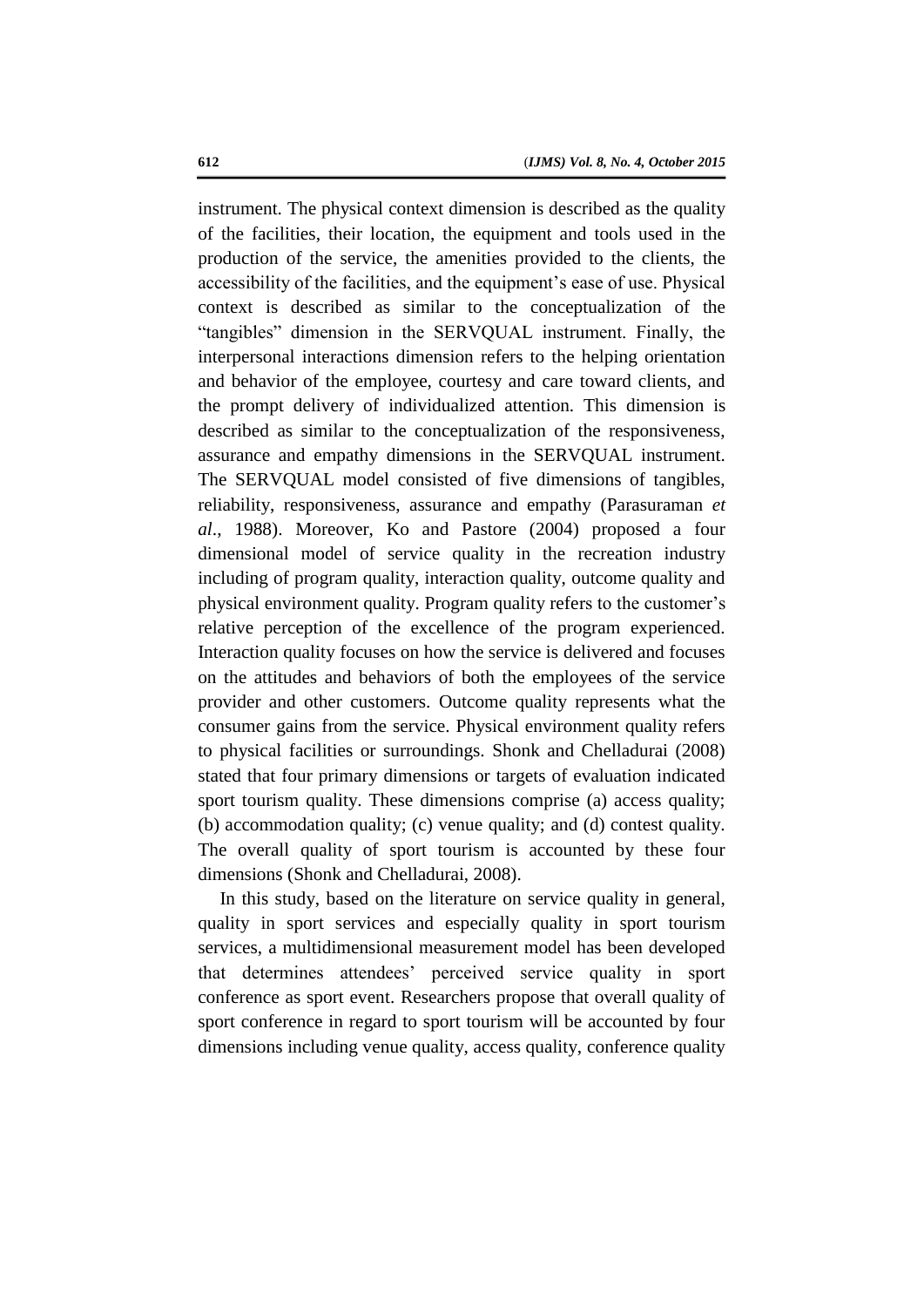instrument. The physical context dimension is described as the quality of the facilities, their location, the equipment and tools used in the production of the service, the amenities provided to the clients, the accessibility of the facilities, and the equipment's ease of use. Physical context is described as similar to the conceptualization of the "tangibles" dimension in the SERVQUAL instrument. Finally, the interpersonal interactions dimension refers to the helping orientation and behavior of the employee, courtesy and care toward clients, and the prompt delivery of individualized attention. This dimension is described as similar to the conceptualization of the responsiveness, assurance and empathy dimensions in the SERVQUAL instrument. The SERVQUAL model consisted of five dimensions of tangibles, reliability, responsiveness, assurance and empathy (Parasuraman *et al*., 1988). Moreover, Ko and Pastore (2004) proposed a four dimensional model of service quality in the recreation industry including of program quality, interaction quality, outcome quality and physical environment quality. Program quality refers to the customer's relative perception of the excellence of the program experienced. Interaction quality focuses on how the service is delivered and focuses on the attitudes and behaviors of both the employees of the service provider and other customers. Outcome quality represents what the consumer gains from the service. Physical environment quality refers to physical facilities or surroundings. Shonk and Chelladurai (2008) stated that four primary dimensions or targets of evaluation indicated sport tourism quality. These dimensions comprise (a) access quality; (b) accommodation quality; (c) venue quality; and (d) contest quality. The overall quality of sport tourism is accounted by these four dimensions (Shonk and Chelladurai, 2008).

In this study, based on the literature on service quality in general, quality in sport services and especially quality in sport tourism services, a multidimensional measurement model has been developed that determines attendees' perceived service quality in sport conference as sport event. Researchers propose that overall quality of sport conference in regard to sport tourism will be accounted by four dimensions including venue quality, access quality, conference quality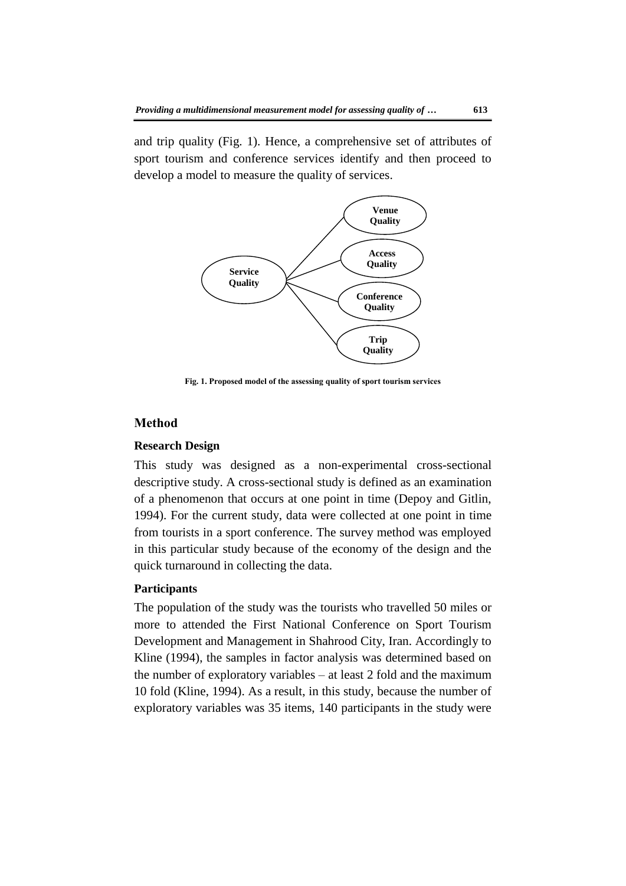and trip quality (Fig. 1). Hence, a comprehensive set of attributes of sport tourism and conference services identify and then proceed to develop a model to measure the quality of services.

**Fig. 1. Proposed model of the assessing quality of sport tourism services**

## Method

### Research Design

This study was designed as a non-experimental cross-sectional descriptive study. A cross-sectional study is defined as an examination of a phenomenon that occurs at one point in time (Depoy and Gitlin, 1994). For the current study, data were collected at one point in time from tourists in a sport conference. The survey method was employed in this particular study because of the economy of the design and the quick turnaround in collecting the data.

### Participants

The population of the study was the tourists who travelled 50 miles or more to attended the First National Conference on Sport Tourism Development and Management in Shahrood City, Iran. Accordingly to Kline (1994), the samples in factor analysis was determined based on the number of exploratory variables – at least 2 fold and the maximum 10 fold (Kline, 1994). As a result, in this study, because the number of exploratory variables was 35 items, 140 participants in the study were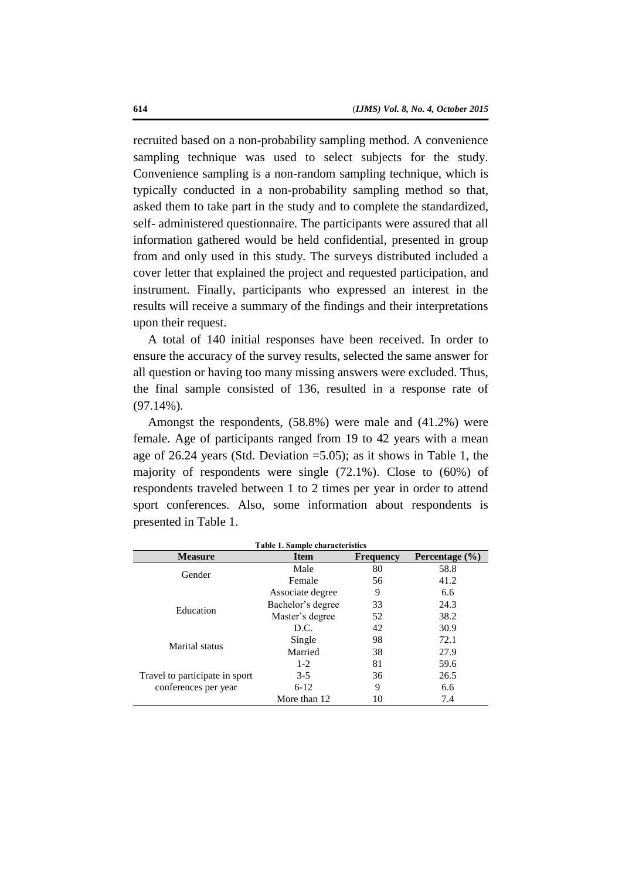recruited based on a non-probability sampling method. A convenience sampling technique was used to select subjects for the study. Convenience sampling is a non-random sampling technique, which is typically conducted in a non-probability sampling method so that, asked them to take part in the study and to complete the standardized, self- administered questionnaire. The participants were assured that all information gathered would be held confidential, presented in group from and only used in this study. The surveys distributed included a cover letter that explained the project and requested participation, and instrument. Finally, participants who expressed an interest in the results will receive a summary of the findings and their interpretations upon their request.

A total of 140 initial responses have been received. In order to ensure the accuracy of the survey results, selected the same answer for all question or having too many missing answers were excluded. Thus, the final sample consisted of 136, resulted in a response rate of (97.14%).

Amongst the respondents, (58.8%) were male and (41.2%) were female. Age of participants ranged from 19 to 42 years with a mean age of 26.24 years (Std. Deviation =5.05); as it shows in Table 1, the majority of respondents were single (72.1%). Close to (60%) of respondents traveled between 1 to 2 times per year in order to attend sport conferences. Also, some information about respondents is presented in Table 1.

**Table 1. Sample characteristics**

| Measure | Item | Frequency | Percentage (%) |
|---|---|---|---|
| Gender | Male | 80 | 58.8 |
| | Female | 56 | 41.2 |
| Education | Associate degree | 9 | 6.6 |
| | Bachelor's degree | 33 | 24.3 |
| | Master's degree | 52 | 38.2 |
| | D.C. | 42 | 30.9 |
| Marital status | Single | 98 | 72.1 |
| | Married | 38 | 27.9 |
| Travel to participate in sport conferences per year | 1-2 | 81 | 59.6 |
| | 3-5 | 36 | 26.5 |
| | 6-12 | 9 | 6.6 |
| | More than 12 | 10 | 7.4 |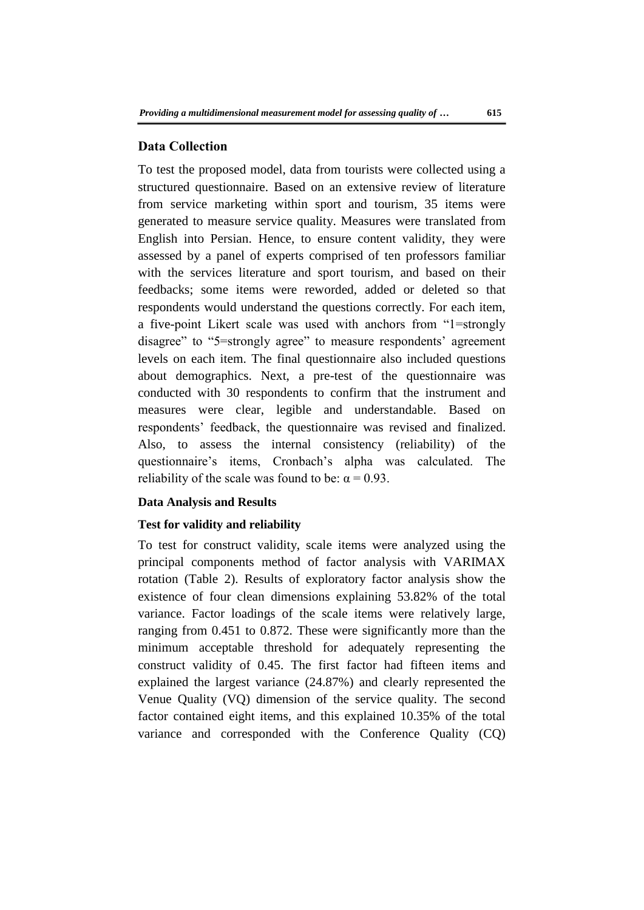## Data Collection

To test the proposed model, data from tourists were collected using a structured questionnaire. Based on an extensive review of literature from service marketing within sport and tourism, 35 items were generated to measure service quality. Measures were translated from English into Persian. Hence, to ensure content validity, they were assessed by a panel of experts comprised of ten professors familiar with the services literature and sport tourism, and based on their feedbacks; some items were reworded, added or deleted so that respondents would understand the questions correctly. For each item, a five-point Likert scale was used with anchors from "1=strongly disagree" to "5=strongly agree" to measure respondents' agreement levels on each item. The final questionnaire also included questions about demographics. Next, a pre-test of the questionnaire was conducted with 30 respondents to confirm that the instrument and measures were clear, legible and understandable. Based on respondents' feedback, the questionnaire was revised and finalized. Also, to assess the internal consistency (reliability) of the questionnaire's items, Cronbach's alpha was calculated. The reliability of the scale was found to be: $\alpha = 0.93$.

### Data Analysis and Results

#### Test for validity and reliability

To test for construct validity, scale items were analyzed using the principal components method of factor analysis with VARIMAX rotation (Table 2). Results of exploratory factor analysis show the existence of four clean dimensions explaining 53.82% of the total variance. Factor loadings of the scale items were relatively large, ranging from 0.451 to 0.872. These were significantly more than the minimum acceptable threshold for adequately representing the construct validity of 0.45. The first factor had fifteen items and explained the largest variance (24.87%) and clearly represented the Venue Quality (VQ) dimension of the service quality. The second factor contained eight items, and this explained 10.35% of the total variance and corresponded with the Conference Quality (CQ)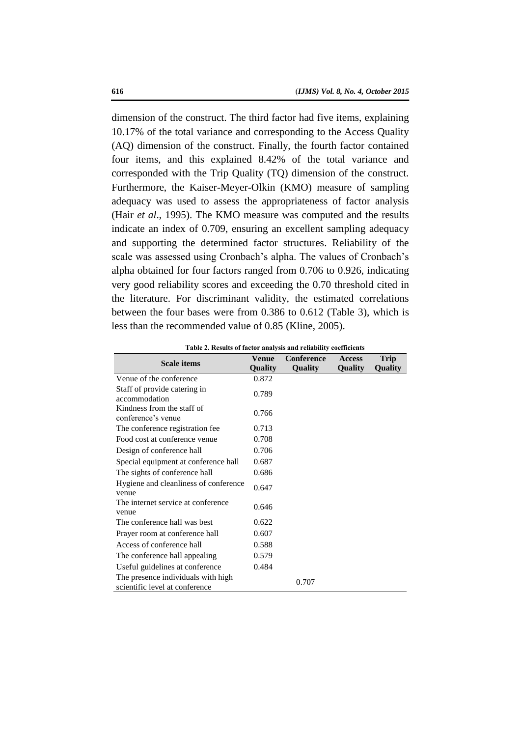dimension of the construct. The third factor had five items, explaining 10.17% of the total variance and corresponding to the Access Quality (AQ) dimension of the construct. Finally, the fourth factor contained four items, and this explained 8.42% of the total variance and corresponded with the Trip Quality (TQ) dimension of the construct. Furthermore, the Kaiser-Meyer-Olkin (KMO) measure of sampling adequacy was used to assess the appropriateness of factor analysis (Hair *et al*., 1995). The KMO measure was computed and the results indicate an index of 0.709, ensuring an excellent sampling adequacy and supporting the determined factor structures. Reliability of the scale was assessed using Cronbach's alpha. The values of Cronbach's alpha obtained for four factors ranged from 0.706 to 0.926, indicating very good reliability scores and exceeding the 0.70 threshold cited in the literature. For discriminant validity, the estimated correlations between the four bases were from 0.386 to 0.612 (Table 3), which is less than the recommended value of 0.85 (Kline, 2005).

**Table 2. Results of factor analysis and reliability coefficients**

| Scale items | Venue Quality | Conference Quality | Access Quality | Trip Quality |
|---|---|---|---|---|
| Venue of the conference | 0.872 | | | |
| Staff of provide catering in accommodation | 0.789 | | | |
| Kindness from the staff of conference's venue | 0.766 | | | |
| The conference registration fee | 0.713 | | | |
| Food cost at conference venue | 0.708 | | | |
| Design of conference hall | 0.706 | | | |
| Special equipment at conference hall | 0.687 | | | |
| The sights of conference hall | 0.686 | | | |
| Hygiene and cleanliness of conference venue | 0.647 | | | |
| The internet service at conference venue | 0.646 | | | |
| The conference hall was best | 0.622 | | | |
| Prayer room at conference hall | 0.607 | | | |
| Access of conference hall | 0.588 | | | |
| The conference hall appealing | 0.579 | | | |
| Useful guidelines at conference | 0.484 | | | |
| The presence individuals with high scientific level at conference | | 0.707 | | |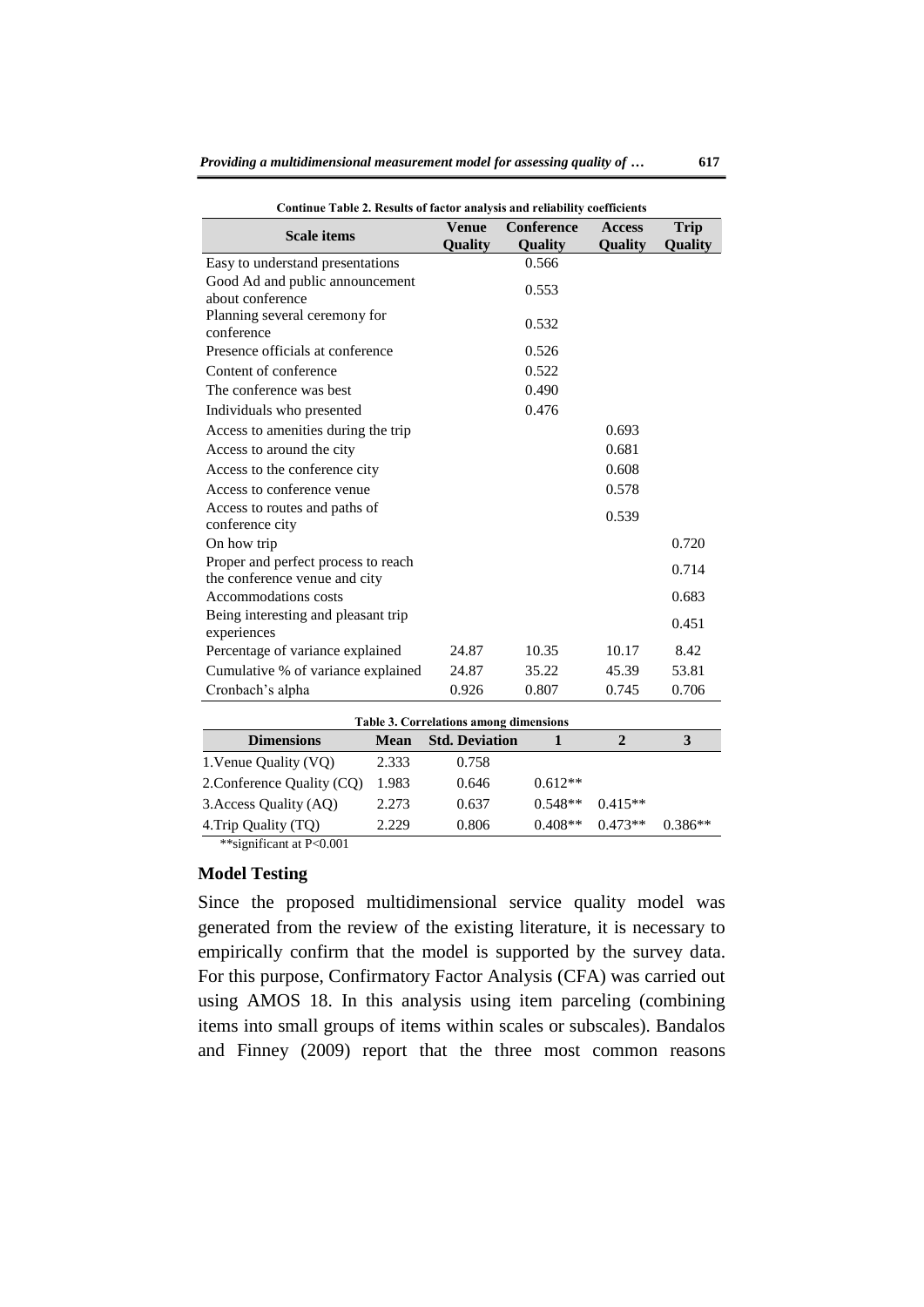**Continue Table 2. Results of factor analysis and reliability coefficients**

| Scale items | Venue Quality | Conference Quality | Access Quality | Trip Quality |
|---|---|---|---|---|
| Easy to understand presentations | | 0.566 | | |
| Good Ad and public announcement about conference | | 0.553 | | |
| Planning several ceremony for conference | | 0.532 | | |
| Presence officials at conference | | 0.526 | | |
| Content of conference | | 0.522 | | |
| The conference was best | | 0.490 | | |
| Individuals who presented | | 0.476 | | |
| Access to amenities during the trip | | | 0.693 | |
| Access to around the city | | | 0.681 | |
| Access to the conference city | | | 0.608 | |
| Access to conference venue | | | 0.578 | |
| Access to routes and paths of conference city | | | 0.539 | |
| On how trip | | | | 0.720 |
| Proper and perfect process to reach the conference venue and city | | | | 0.714 |
| Accommodations costs | | | | 0.683 |
| Being interesting and pleasant trip experiences | | | | 0.451 |
| Percentage of variance explained | 24.87 | 10.35 | 10.17 | 8.42 |
| Cumulative % of variance explained | 24.87 | 35.22 | 45.39 | 53.81 |
| Cronbach's alpha | 0.926 | 0.807 | 0.745 | 0.706 |

**Table 3. Correlations among dimensions**

| Dimensions | Mean | Std. Deviation | 1 | 2 | 3 |
|---|---|---|---|---|---|
| 1.Venue Quality (VQ) | 2.333 | 0.758 | | | |
| 2.Conference Quality (CQ) | 1.983 | 0.646 | 0.612** | | |
| 3.Access Quality (AQ) | 2.273 | 0.637 | 0.548** | 0.415** | |
| 4.Trip Quality (TQ) | 2.229 | 0.806 | 0.408** | 0.473** | 0.386** |

**significant at P<0.001

## Model Testing

Since the proposed multidimensional service quality model was generated from the review of the existing literature, it is necessary to empirically confirm that the model is supported by the survey data. For this purpose, Confirmatory Factor Analysis (CFA) was carried out using AMOS 18. In this analysis using item parceling (combining items into small groups of items within scales or subscales). Bandalos and Finney (2009) report that the three most common reasons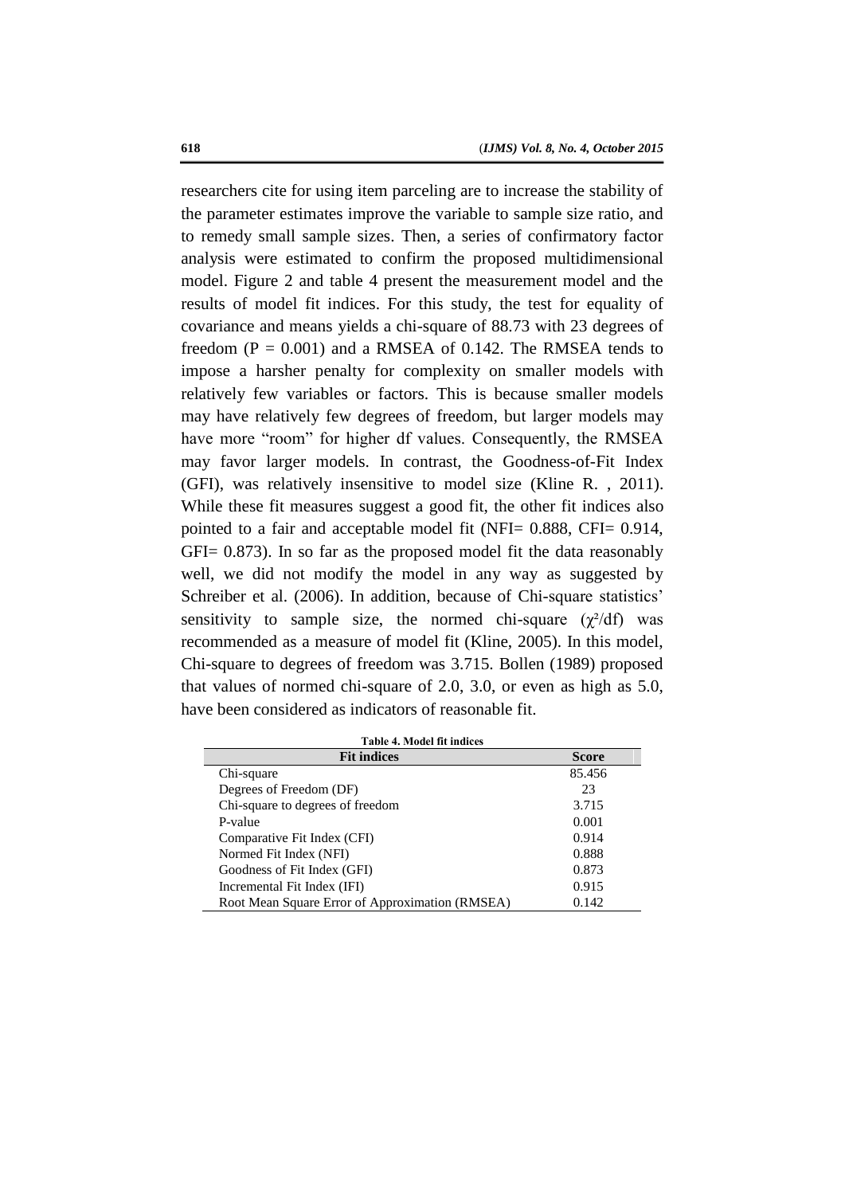researchers cite for using item parceling are to increase the stability of the parameter estimates improve the variable to sample size ratio, and to remedy small sample sizes. Then, a series of confirmatory factor analysis were estimated to confirm the proposed multidimensional model. Figure 2 and table 4 present the measurement model and the results of model fit indices. For this study, the test for equality of covariance and means yields a chi-square of 88.73 with 23 degrees of freedom (P = 0.001) and a RMSEA of 0.142. The RMSEA tends to impose a harsher penalty for complexity on smaller models with relatively few variables or factors. This is because smaller models may have relatively few degrees of freedom, but larger models may have more "room" for higher df values. Consequently, the RMSEA may favor larger models. In contrast, the Goodness-of-Fit Index (GFI), was relatively insensitive to model size (Kline R. , 2011). While these fit measures suggest a good fit, the other fit indices also pointed to a fair and acceptable model fit (NFI= 0.888, CFI= 0.914, GFI= 0.873). In so far as the proposed model fit the data reasonably well, we did not modify the model in any way as suggested by Schreiber et al. (2006). In addition, because of Chi-square statistics' sensitivity to sample size, the normed chi-square ($\chi^2$/df) was recommended as a measure of model fit (Kline, 2005). In this model, Chi-square to degrees of freedom was 3.715. Bollen (1989) proposed that values of normed chi-square of 2.0, 3.0, or even as high as 5.0, have been considered as indicators of reasonable fit.

**Table 4. Model fit indices**

| Fit indices | Score |
|---|---|
| Chi-square | 85.456 |
| Degrees of Freedom (DF) | 23 |
| Chi-square to degrees of freedom | 3.715 |
| P-value | 0.001 |
| Comparative Fit Index (CFI) | 0.914 |
| Normed Fit Index (NFI) | 0.888 |
| Goodness of Fit Index (GFI) | 0.873 |
| Incremental Fit Index (IFI) | 0.915 |
| Root Mean Square Error of Approximation (RMSEA) | 0.142 |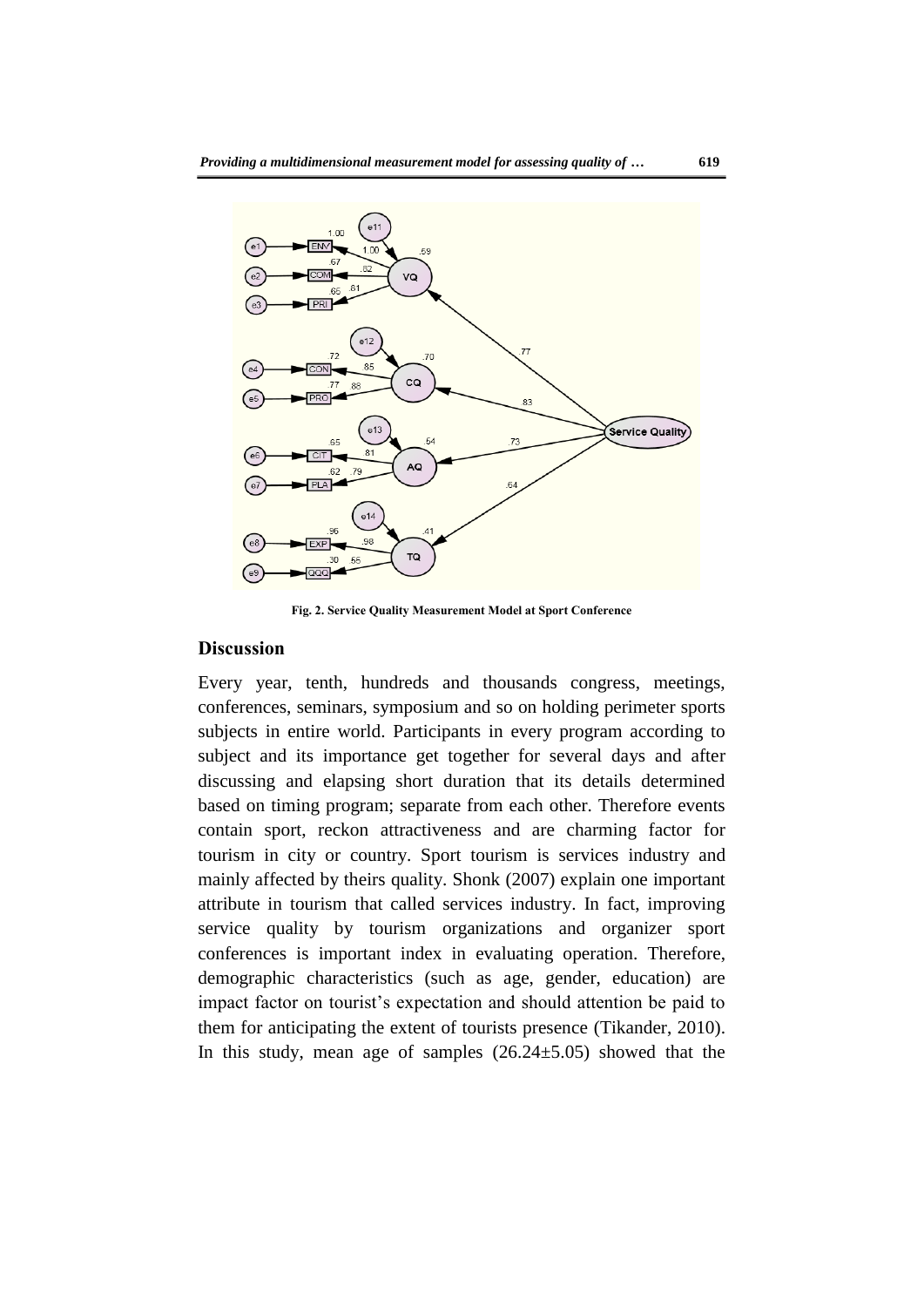Fig. 2. Service Quality Measurement Model at Sport Conference

## Discussion

Every year, tenth, hundreds and thousands congress, meetings, conferences, seminars, symposium and so on holding perimeter sports subjects in entire world. Participants in every program according to subject and its importance get together for several days and after discussing and elapsing short duration that its details determined based on timing program; separate from each other. Therefore events contain sport, reckon attractiveness and are charming factor for tourism in city or country. Sport tourism is services industry and mainly affected by theirs quality. Shonk (2007) explain one important attribute in tourism that called services industry. In fact, improving service quality by tourism organizations and organizer sport conferences is important index in evaluating operation. Therefore, demographic characteristics (such as age, gender, education) are impact factor on tourist's expectation and should attention be paid to them for anticipating the extent of tourists presence (Tikander, 2010). In this study, mean age of samples (26.24±5.05) showed that the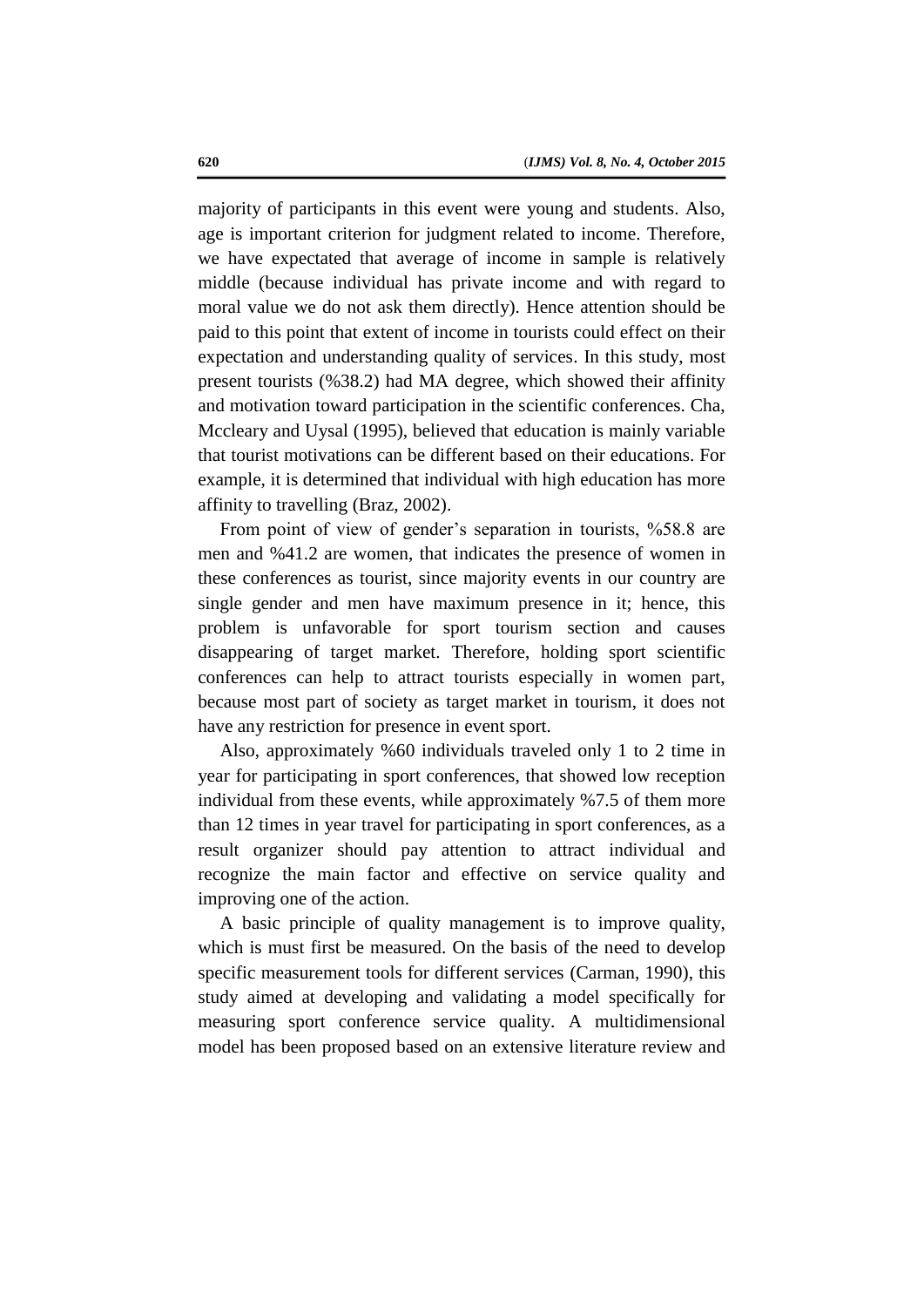majority of participants in this event were young and students. Also, age is important criterion for judgment related to income. Therefore, we have expectated that average of income in sample is relatively middle (because individual has private income and with regard to moral value we do not ask them directly). Hence attention should be paid to this point that extent of income in tourists could effect on their expectation and understanding quality of services. In this study, most present tourists (%38.2) had MA degree, which showed their affinity and motivation toward participation in the scientific conferences. Cha, Mccleary and Uysal (1995), believed that education is mainly variable that tourist motivations can be different based on their educations. For example, it is determined that individual with high education has more affinity to travelling (Braz, 2002).

From point of view of gender's separation in tourists, %58.8 are men and %41.2 are women, that indicates the presence of women in these conferences as tourist, since majority events in our country are single gender and men have maximum presence in it; hence, this problem is unfavorable for sport tourism section and causes disappearing of target market. Therefore, holding sport scientific conferences can help to attract tourists especially in women part, because most part of society as target market in tourism, it does not have any restriction for presence in event sport.

Also, approximately %60 individuals traveled only 1 to 2 time in year for participating in sport conferences, that showed low reception individual from these events, while approximately %7.5 of them more than 12 times in year travel for participating in sport conferences, as a result organizer should pay attention to attract individual and recognize the main factor and effective on service quality and improving one of the action.

A basic principle of quality management is to improve quality, which is must first be measured. On the basis of the need to develop specific measurement tools for different services (Carman, 1990), this study aimed at developing and validating a model specifically for measuring sport conference service quality. A multidimensional model has been proposed based on an extensive literature review and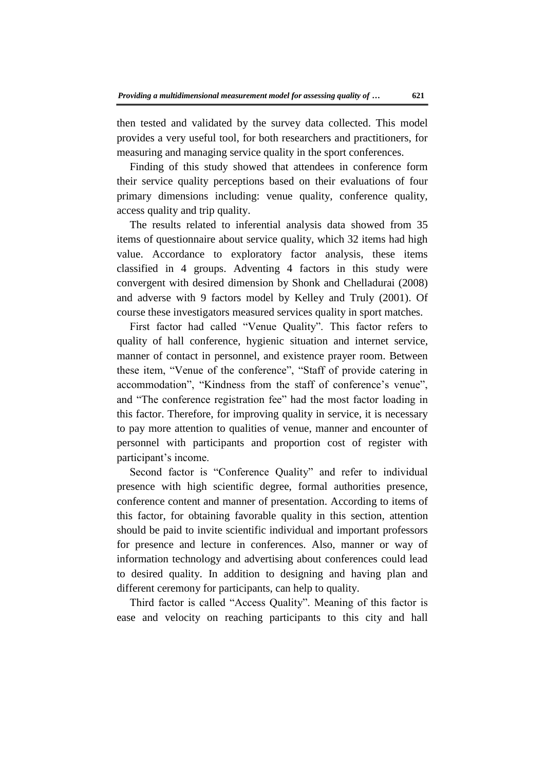then tested and validated by the survey data collected. This model provides a very useful tool, for both researchers and practitioners, for measuring and managing service quality in the sport conferences.

Finding of this study showed that attendees in conference form their service quality perceptions based on their evaluations of four primary dimensions including: venue quality, conference quality, access quality and trip quality.

The results related to inferential analysis data showed from 35 items of questionnaire about service quality, which 32 items had high value. Accordance to exploratory factor analysis, these items classified in 4 groups. Adventing 4 factors in this study were convergent with desired dimension by Shonk and Chelladurai (2008) and adverse with 9 factors model by Kelley and Truly (2001). Of course these investigators measured services quality in sport matches.

First factor had called "Venue Quality". This factor refers to quality of hall conference, hygienic situation and internet service, manner of contact in personnel, and existence prayer room. Between these item, "Venue of the conference", "Staff of provide catering in accommodation", "Kindness from the staff of conference's venue", and "The conference registration fee" had the most factor loading in this factor. Therefore, for improving quality in service, it is necessary to pay more attention to qualities of venue, manner and encounter of personnel with participants and proportion cost of register with participant's income.

Second factor is "Conference Quality" and refer to individual presence with high scientific degree, formal authorities presence, conference content and manner of presentation. According to items of this factor, for obtaining favorable quality in this section, attention should be paid to invite scientific individual and important professors for presence and lecture in conferences. Also, manner or way of information technology and advertising about conferences could lead to desired quality. In addition to designing and having plan and different ceremony for participants, can help to quality.

Third factor is called "Access Quality". Meaning of this factor is ease and velocity on reaching participants to this city and hall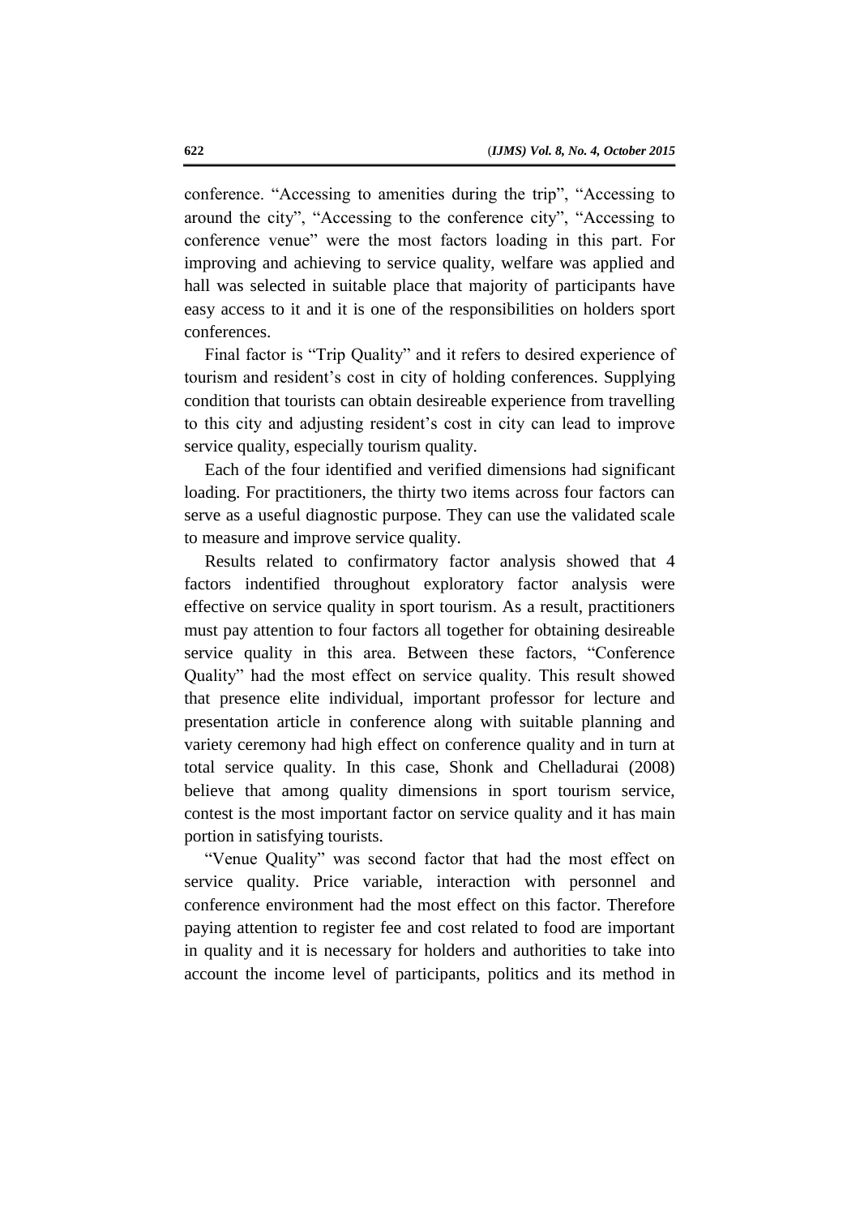conference. “Accessing to amenities during the trip”, “Accessing to around the city”, “Accessing to the conference city”, “Accessing to conference venue” were the most factors loading in this part. For improving and achieving to service quality, welfare was applied and hall was selected in suitable place that majority of participants have easy access to it and it is one of the responsibilities on holders sport conferences.

Final factor is “Trip Quality” and it refers to desired experience of tourism and resident’s cost in city of holding conferences. Supplying condition that tourists can obtain desireable experience from travelling to this city and adjusting resident’s cost in city can lead to improve service quality, especially tourism quality.

Each of the four identified and verified dimensions had significant loading. For practitioners, the thirty two items across four factors can serve as a useful diagnostic purpose. They can use the validated scale to measure and improve service quality.

Results related to confirmatory factor analysis showed that 4 factors indentified throughout exploratory factor analysis were effective on service quality in sport tourism. As a result, practitioners must pay attention to four factors all together for obtaining desireable service quality in this area. Between these factors, “Conference Quality” had the most effect on service quality. This result showed that presence elite individual, important professor for lecture and presentation article in conference along with suitable planning and variety ceremony had high effect on conference quality and in turn at total service quality. In this case, Shonk and Chelladurai (2008) believe that among quality dimensions in sport tourism service, contest is the most important factor on service quality and it has main portion in satisfying tourists.

“Venue Quality” was second factor that had the most effect on service quality. Price variable, interaction with personnel and conference environment had the most effect on this factor. Therefore paying attention to register fee and cost related to food are important in quality and it is necessary for holders and authorities to take into account the income level of participants, politics and its method in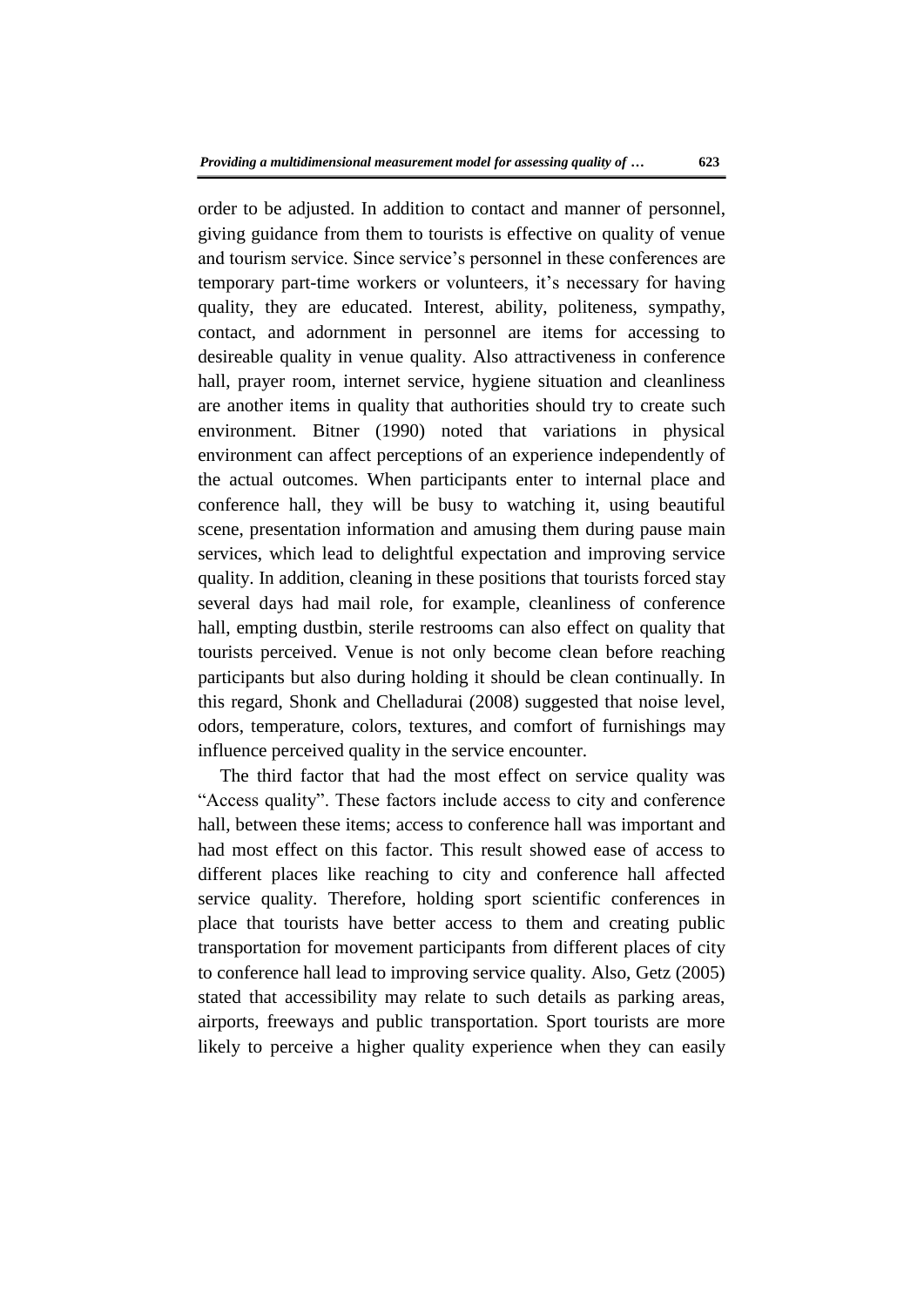order to be adjusted. In addition to contact and manner of personnel, giving guidance from them to tourists is effective on quality of venue and tourism service. Since service's personnel in these conferences are temporary part-time workers or volunteers, it's necessary for having quality, they are educated. Interest, ability, politeness, sympathy, contact, and adornment in personnel are items for accessing to desireable quality in venue quality. Also attractiveness in conference hall, prayer room, internet service, hygiene situation and cleanliness are another items in quality that authorities should try to create such environment. Bitner (1990) noted that variations in physical environment can affect perceptions of an experience independently of the actual outcomes. When participants enter to internal place and conference hall, they will be busy to watching it, using beautiful scene, presentation information and amusing them during pause main services, which lead to delightful expectation and improving service quality. In addition, cleaning in these positions that tourists forced stay several days had mail role, for example, cleanliness of conference hall, empting dustbin, sterile restrooms can also effect on quality that tourists perceived. Venue is not only become clean before reaching participants but also during holding it should be clean continually. In this regard, Shonk and Chelladurai (2008) suggested that noise level, odors, temperature, colors, textures, and comfort of furnishings may influence perceived quality in the service encounter.

The third factor that had the most effect on service quality was "Access quality". These factors include access to city and conference hall, between these items; access to conference hall was important and had most effect on this factor. This result showed ease of access to different places like reaching to city and conference hall affected service quality. Therefore, holding sport scientific conferences in place that tourists have better access to them and creating public transportation for movement participants from different places of city to conference hall lead to improving service quality. Also, Getz (2005) stated that accessibility may relate to such details as parking areas, airports, freeways and public transportation. Sport tourists are more likely to perceive a higher quality experience when they can easily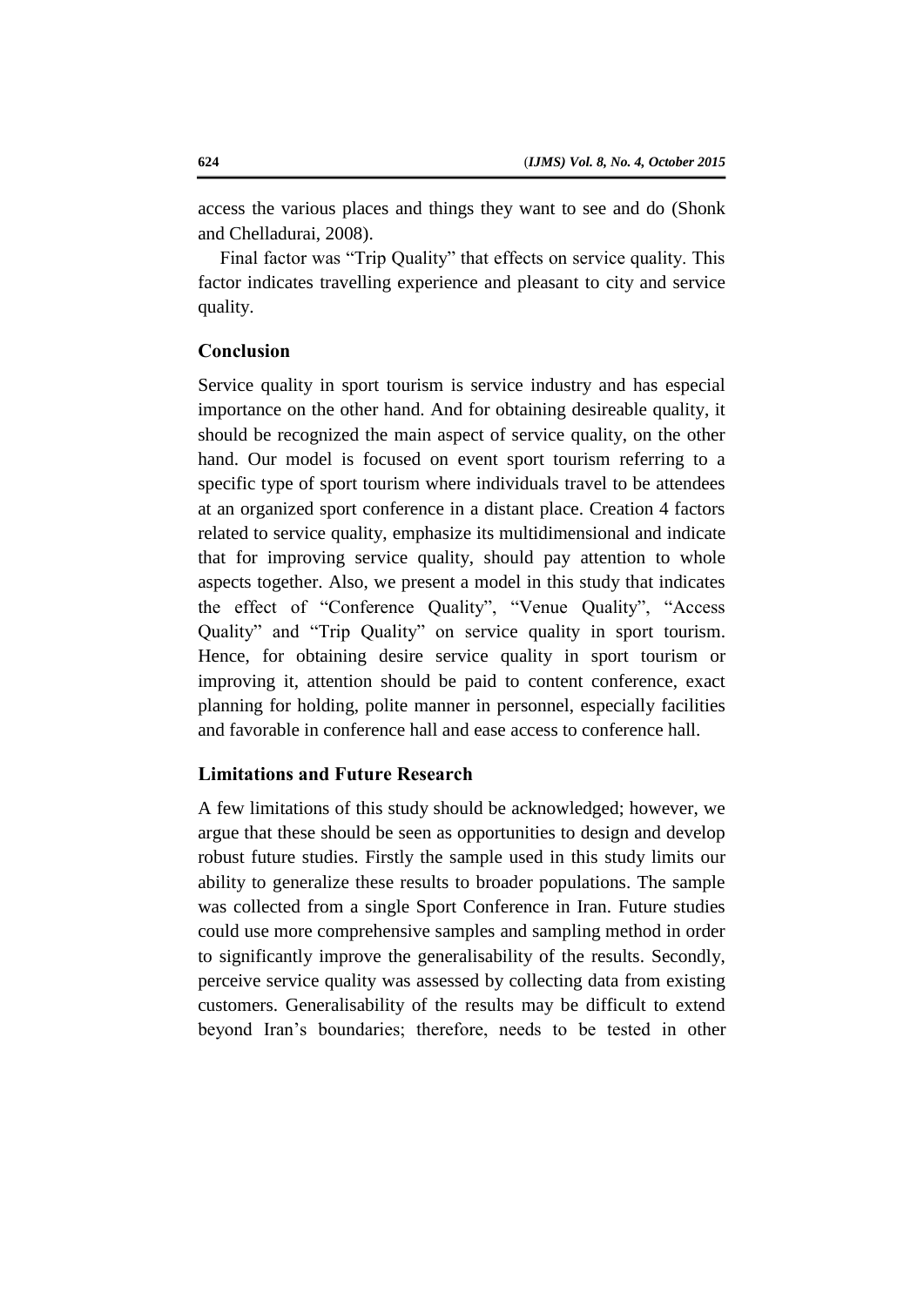access the various places and things they want to see and do (Shonk and Chelladurai, 2008).

Final factor was "Trip Quality" that effects on service quality. This factor indicates travelling experience and pleasant to city and service quality.

## Conclusion

Service quality in sport tourism is service industry and has especial importance on the other hand. And for obtaining desireable quality, it should be recognized the main aspect of service quality, on the other hand. Our model is focused on event sport tourism referring to a specific type of sport tourism where individuals travel to be attendees at an organized sport conference in a distant place. Creation 4 factors related to service quality, emphasize its multidimensional and indicate that for improving service quality, should pay attention to whole aspects together. Also, we present a model in this study that indicates the effect of "Conference Quality", "Venue Quality", "Access Quality" and "Trip Quality" on service quality in sport tourism. Hence, for obtaining desire service quality in sport tourism or improving it, attention should be paid to content conference, exact planning for holding, polite manner in personnel, especially facilities and favorable in conference hall and ease access to conference hall.

## Limitations and Future Research

A few limitations of this study should be acknowledged; however, we argue that these should be seen as opportunities to design and develop robust future studies. Firstly the sample used in this study limits our ability to generalize these results to broader populations. The sample was collected from a single Sport Conference in Iran. Future studies could use more comprehensive samples and sampling method in order to significantly improve the generalisability of the results. Secondly, perceive service quality was assessed by collecting data from existing customers. Generalisability of the results may be difficult to extend beyond Iran's boundaries; therefore, needs to be tested in other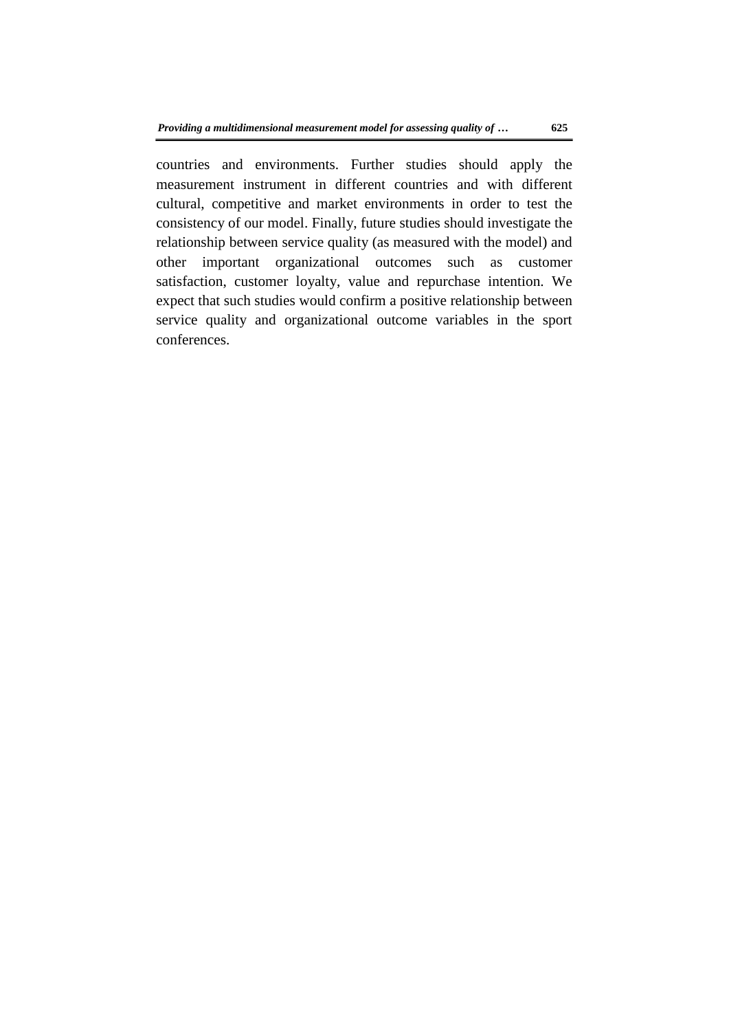countries and environments. Further studies should apply the measurement instrument in different countries and with different cultural, competitive and market environments in order to test the consistency of our model. Finally, future studies should investigate the relationship between service quality (as measured with the model) and other important organizational outcomes such as customer satisfaction, customer loyalty, value and repurchase intention. We expect that such studies would confirm a positive relationship between service quality and organizational outcome variables in the sport conferences.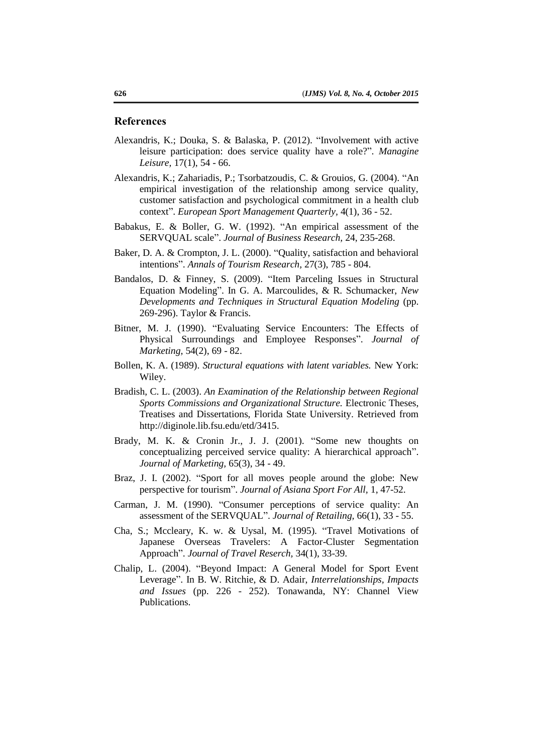## References

Alexandris, K.; Douka, S. & Balaska, P. (2012). “Involvement with active leisure participation: does service quality have a role?”. *Managine Leisure,* 17(1), 54 - 66.

Alexandris, K.; Zahariadis, P.; Tsorbatzoudis, C. & Grouios, G. (2004). “An empirical investigation of the relationship among service quality, customer satisfaction and psychological commitment in a health club context”. *European Sport Management Quarterly*, 4(1), 36 - 52.

Babakus, E. & Boller, G. W. (1992). “An empirical assessment of the SERVQUAL scale”. *Journal of Business Research,* 24, 235-268.

Baker, D. A. & Crompton, J. L. (2000). “Quality, satisfaction and behavioral intentions”. *Annals of Tourism Research*, 27(3), 785 - 804.

Bandalos, D. & Finney, S. (2009). “Item Parceling Issues in Structural Equation Modeling”. In G. A. Marcoulides, & R. Schumacker, *New Developments and Techniques in Structural Equation Modeling* (pp. 269-296). Taylor & Francis.

Bitner, M. J. (1990). “Evaluating Service Encounters: The Effects of Physical Surroundings and Employee Responses”. *Journal of Marketing,* 54(2), 69 - 82.

Bollen, K. A. (1989). *Structural equations with latent variables.* New York: Wiley.

Bradish, C. L. (2003). *An Examination of the Relationship between Regional Sports Commissions and Organizational Structure.* Electronic Theses, Treatises and Dissertations, Florida State University. Retrieved from http://diginole.lib.fsu.edu/etd/3415.

Brady, M. K. & Cronin Jr., J. J. (2001). “Some new thoughts on conceptualizing perceived service quality: A hierarchical approach”. *Journal of Marketing,* 65(3), 34 - 49.

Braz, J. I. (2002). “Sport for all moves people around the globe: New perspective for tourism”. *Journal of Asiana Sport For All,* 1, 47-52.

Carman, J. M. (1990). “Consumer perceptions of service quality: An assessment of the SERVQUAL”. *Journal of Retailing,* 66(1), 33 - 55.

Cha, S.; Mccleary, K. w. & Uysal, M. (1995). “Travel Motivations of Japanese Overseas Travelers: A Factor-Cluster Segmentation Approach”. *Journal of Travel Reserch,* 34(1), 33-39.

Chalip, L. (2004). “Beyond Impact: A General Model for Sport Event Leverage”. In B. W. Ritchie, & D. Adair, *Interrelationships, Impacts and Issues* (pp. 226 - 252). Tonawanda, NY: Channel View Publications.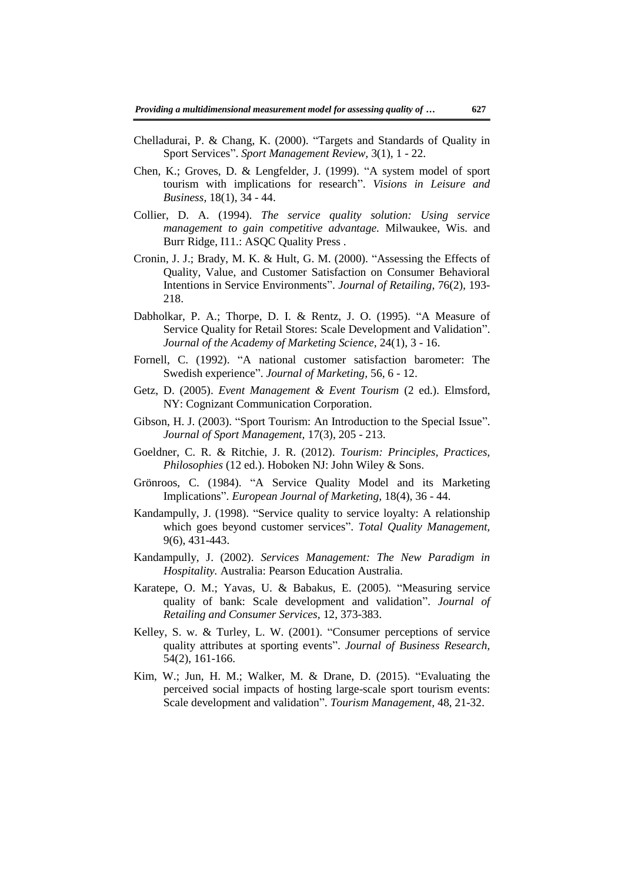Chelladurai, P. & Chang, K. (2000). "Targets and Standards of Quality in Sport Services". *Sport Management Review*, 3(1), 1 - 22.

Chen, K.; Groves, D. & Lengfelder, J. (1999). "A system model of sport tourism with implications for research". *Visions in Leisure and Business*, 18(1), 34 - 44.

Collier, D. A. (1994). *The service quality solution: Using service management to gain competitive advantage.* Milwaukee, Wis. and Burr Ridge, I11.: ASQC Quality Press .

Cronin, J. J.; Brady, M. K. & Hult, G. M. (2000). "Assessing the Effects of Quality, Value, and Customer Satisfaction on Consumer Behavioral Intentions in Service Environments". *Journal of Retailing*, 76(2), 193-218.

Dabholkar, P. A.; Thorpe, D. I. & Rentz, J. O. (1995). "A Measure of Service Quality for Retail Stores: Scale Development and Validation". *Journal of the Academy of Marketing Science*, 24(1), 3 - 16.

Fornell, C. (1992). "A national customer satisfaction barometer: The Swedish experience". *Journal of Marketing*, 56, 6 - 12.

Getz, D. (2005). *Event Management & Event Tourism* (2 ed.). Elmsford, NY: Cognizant Communication Corporation.

Gibson, H. J. (2003). "Sport Tourism: An Introduction to the Special Issue". *Journal of Sport Management*, 17(3), 205 - 213.

Goeldner, C. R. & Ritchie, J. R. (2012). *Tourism: Principles, Practices, Philosophies* (12 ed.). Hoboken NJ: John Wiley & Sons.

Grönroos, C. (1984). "A Service Quality Model and its Marketing Implications". *European Journal of Marketing*, 18(4), 36 - 44.

Kandampully, J. (1998). "Service quality to service loyalty: A relationship which goes beyond customer services". *Total Quality Management*, 9(6), 431-443.

Kandampully, J. (2002). *Services Management: The New Paradigm in Hospitality.* Australia: Pearson Education Australia.

Karatepe, O. M.; Yavas, U. & Babakus, E. (2005). "Measuring service quality of bank: Scale development and validation". *Journal of Retailing and Consumer Services*, 12, 373-383.

Kelley, S. w. & Turley, L. W. (2001). "Consumer perceptions of service quality attributes at sporting events". *Journal of Business Research*, 54(2), 161-166.

Kim, W.; Jun, H. M.; Walker, M. & Drane, D. (2015). "Evaluating the perceived social impacts of hosting large-scale sport tourism events: Scale development and validation". *Tourism Management*, 48, 21-32.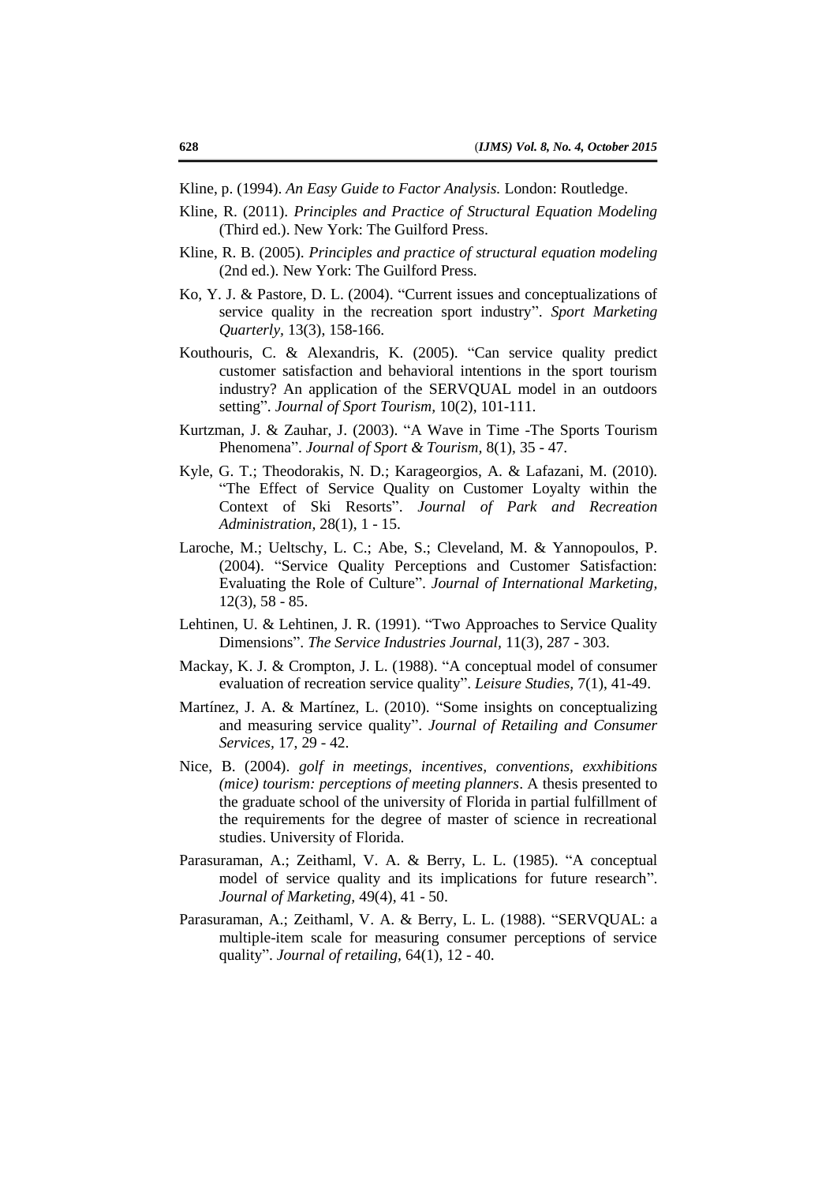Kline, p. (1994). *An Easy Guide to Factor Analysis.* London: Routledge.

Kline, R. (2011). *Principles and Practice of Structural Equation Modeling* (Third ed.). New York: The Guilford Press.

Kline, R. B. (2005). *Principles and practice of structural equation modeling* (2nd ed.). New York: The Guilford Press.

Ko, Y. J. & Pastore, D. L. (2004). "Current issues and conceptualizations of service quality in the recreation sport industry". *Sport Marketing Quarterly,* 13(3), 158-166.

Kouthouris, C. & Alexandris, K. (2005). "Can service quality predict customer satisfaction and behavioral intentions in the sport tourism industry? An application of the SERVQUAL model in an outdoors setting". *Journal of Sport Tourism,* 10(2), 101-111.

Kurtzman, J. & Zauhar, J. (2003). "A Wave in Time -The Sports Tourism Phenomena". *Journal of Sport & Tourism,* 8(1), 35 - 47.

Kyle, G. T.; Theodorakis, N. D.; Karageorgios, A. & Lafazani, M. (2010). "The Effect of Service Quality on Customer Loyalty within the Context of Ski Resorts". *Journal of Park and Recreation Administration,* 28(1), 1 - 15.

Laroche, M.; Ueltschy, L. C.; Abe, S.; Cleveland, M. & Yannopoulos, P. (2004). "Service Quality Perceptions and Customer Satisfaction: Evaluating the Role of Culture". *Journal of International Marketing,* 12(3), 58 - 85.

Lehtinen, U. & Lehtinen, J. R. (1991). "Two Approaches to Service Quality Dimensions". *The Service Industries Journal,* 11(3), 287 - 303.

Mackay, K. J. & Crompton, J. L. (1988). "A conceptual model of consumer evaluation of recreation service quality". *Leisure Studies,* 7(1), 41-49.

Martínez, J. A. & Martínez, L. (2010). "Some insights on conceptualizing and measuring service quality". *Journal of Retailing and Consumer Services,* 17, 29 - 42.

Nice, B. (2004). *golf in meetings, incentives, conventions, exxhibitions (mice) tourism: perceptions of meeting planners*. A thesis presented to the graduate school of the university of Florida in partial fulfillment of the requirements for the degree of master of science in recreational studies. University of Florida.

Parasuraman, A.; Zeithaml, V. A. & Berry, L. L. (1985). "A conceptual model of service quality and its implications for future research". *Journal of Marketing,* 49(4), 41 - 50.

Parasuraman, A.; Zeithaml, V. A. & Berry, L. L. (1988). "SERVQUAL: a multiple-item scale for measuring consumer perceptions of service quality". *Journal of retailing,* 64(1), 12 - 40.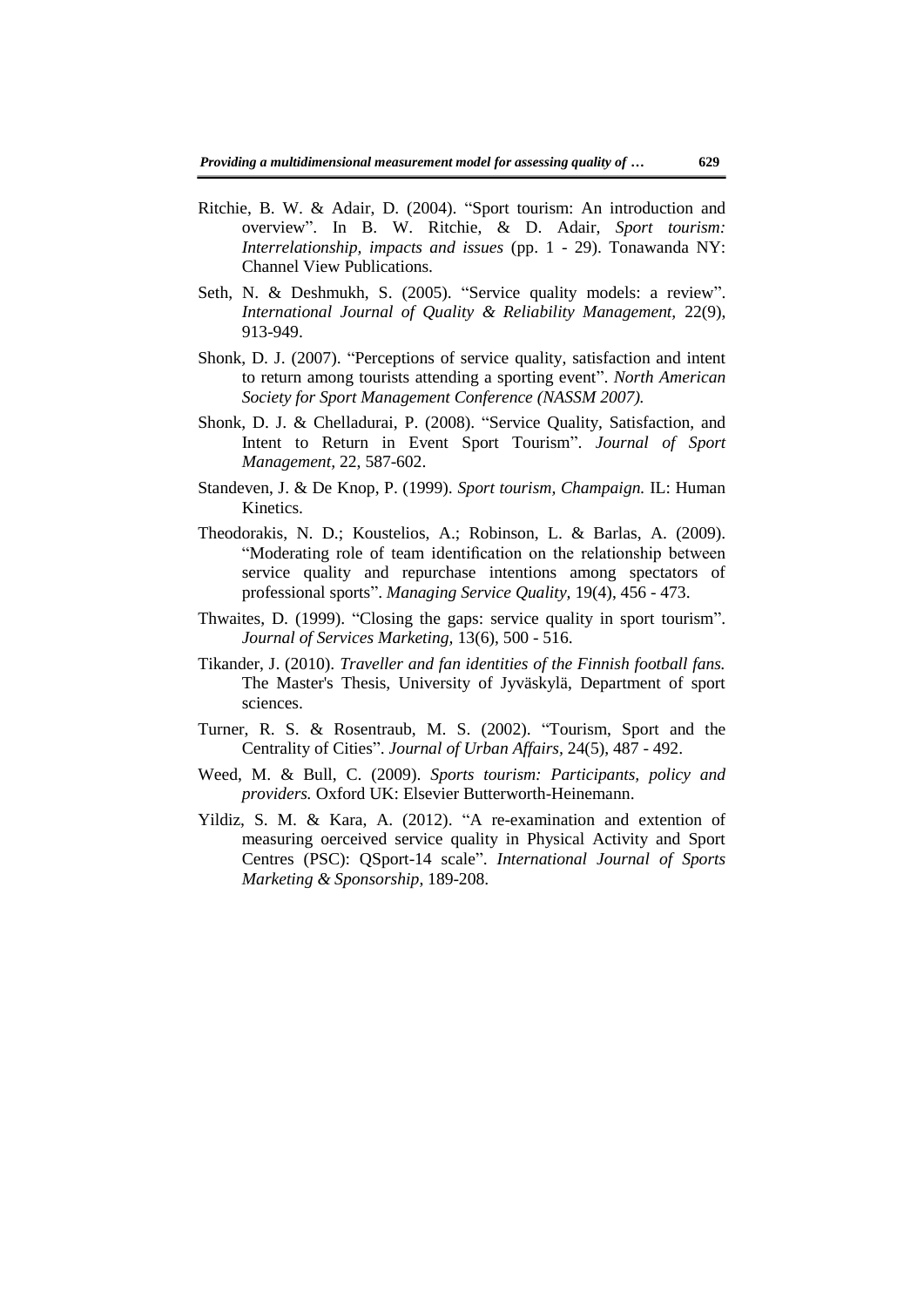Ritchie, B. W. & Adair, D. (2004). “Sport tourism: An introduction and overview”. In B. W. Ritchie, & D. Adair, *Sport tourism: Interrelationship, impacts and issues* (pp. 1 - 29). Tonawanda NY: Channel View Publications.

Seth, N. & Deshmukh, S. (2005). “Service quality models: a review”. *International Journal of Quality & Reliability Management,* 22(9), 913-949.

Shonk, D. J. (2007). “Perceptions of service quality, satisfaction and intent to return among tourists attending a sporting event”. *North American Society for Sport Management Conference (NASSM 2007).*

Shonk, D. J. & Chelladurai, P. (2008). “Service Quality, Satisfaction, and Intent to Return in Event Sport Tourism”. *Journal of Sport Management,* 22, 587-602.

Standeven, J. & De Knop, P. (1999). *Sport tourism, Champaign.* IL: Human Kinetics.

Theodorakis, N. D.; Koustelios, A.; Robinson, L. & Barlas, A. (2009). “Moderating role of team identification on the relationship between service quality and repurchase intentions among spectators of professional sports”. *Managing Service Quality,* 19(4), 456 - 473.

Thwaites, D. (1999). “Closing the gaps: service quality in sport tourism”. *Journal of Services Marketing,* 13(6), 500 - 516.

Tikander, J. (2010). *Traveller and fan identities of the Finnish football fans.* The Master's Thesis, University of Jyväskylä, Department of sport sciences.

Turner, R. S. & Rosentraub, M. S. (2002). “Tourism, Sport and the Centrality of Cities”. *Journal of Urban Affairs,* 24(5), 487 - 492.

Weed, M. & Bull, C. (2009). *Sports tourism: Participants, policy and providers.* Oxford UK: Elsevier Butterworth-Heinemann.

Yildiz, S. M. & Kara, A. (2012). “A re-examination and extention of measuring oerceived service quality in Physical Activity and Sport Centres (PSC): QSport-14 scale”. *International Journal of Sports Marketing & Sponsorship*, 189-208.